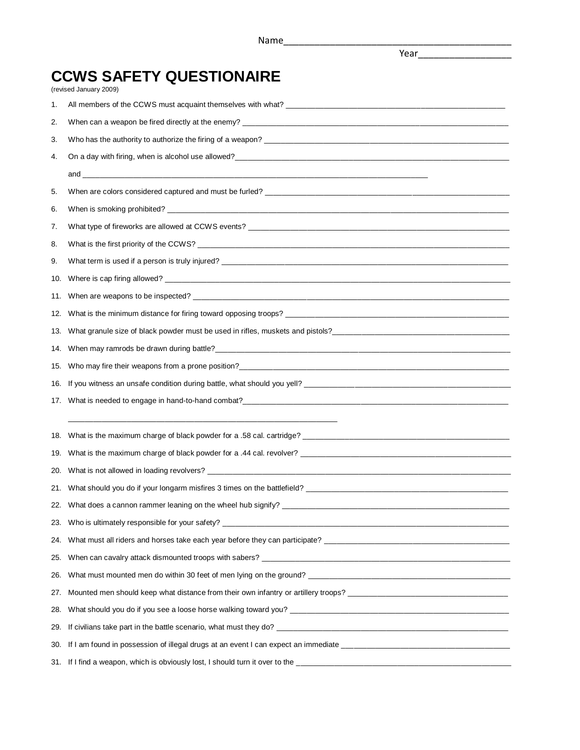Name_______________________________________________

Year__________________

# CCWS SAFETY QUESTIONAIRE

(revised January 2009)

1. All members of the CCWS must acquaint themselves with what? ____________________________________________________
2. When can a weapon be fired directly at the enemy? ____________________________________________________
3. Who has the authority to authorize the firing of a weapon? ____________________________________________________
4. On a day with firing, when is alcohol use allowed?____________________________________________________

   and ________________________________________________________________________________
5. When are colors considered captured and must be furled? ____________________________________________________
6. When is smoking prohibited? ____________________________________________________
7. What type of fireworks are allowed at CCWS events? ____________________________________________________
8. What is the first priority of the CCWS? ____________________________________________________
9. What term is used if a person is truly injured? ____________________________________________________
10. Where is cap firing allowed? ____________________________________________________
11. When are weapons to be inspected? ____________________________________________________
12. What is the minimum distance for firing toward opposing troops? ____________________________________________________
13. What granule size of black powder must be used in rifles, muskets and pistols?____________________________________________________
14. When may ramrods be drawn during battle?____________________________________________________
15. Who may fire their weapons from a prone position?____________________________________________________
16. If you witness an unsafe condition during battle, what should you yell? ____________________________________________________
17. What is needed to engage in hand-to-hand combat?____________________________________________________

    ____________________________________________________
18. What is the maximum charge of black powder for a .58 cal. cartridge? ____________________________________________________
19. What is the maximum charge of black powder for a .44 cal. revolver? ____________________________________________________
20. What is not allowed in loading revolvers? ____________________________________________________
21. What should you do if your longarm misfires 3 times on the battlefield? ____________________________________________________
22. What does a cannon rammer leaning on the wheel hub signify? ____________________________________________________
23. Who is ultimately responsible for your safety? ____________________________________________________
24. What must all riders and horses take each year before they can participate? ____________________________________________________
25. When can cavalry attack dismounted troops with sabers? ____________________________________________________
26. What must mounted men do within 30 feet of men lying on the ground? ____________________________________________________
27. Mounted men should keep what distance from their own infantry or artillery troops? ____________________________________________________
28. What should you do if you see a loose horse walking toward you? ____________________________________________________
29. If civilians take part in the battle scenario, what must they do? ____________________________________________________
30. If I am found in possession of illegal drugs at an event I can expect an immediate ____________________________________________________
31. If I find a weapon, which is obviously lost, I should turn it over to the ____________________________________________________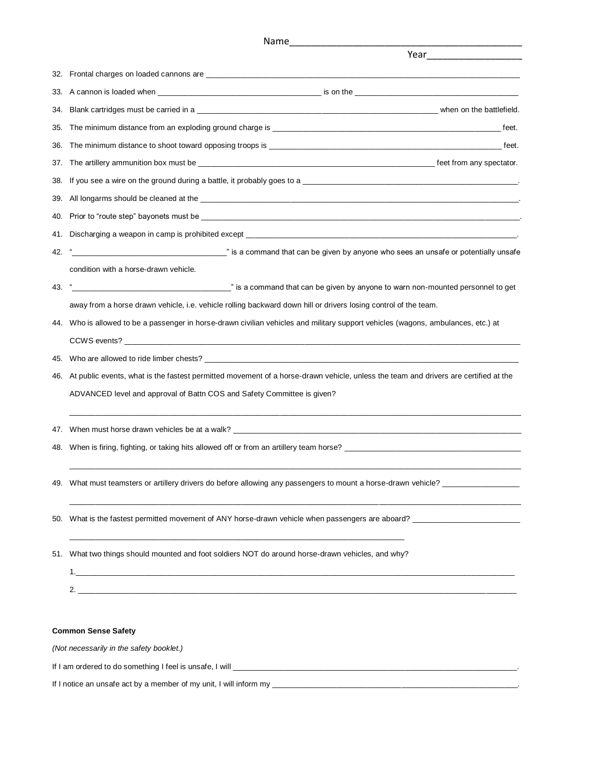Name_______________________________________________

Year__________________

32. Frontal charges on loaded cannons are ___________________________________________________________________________

33. A cannon is loaded when ______________________________________ is on the _____________________________________

34. Blank cartridges must be carried in a ________________________________________________________ when on the battlefield.

35. The minimum distance from an exploding ground charge is _____________________________________________________ feet.

36. The minimum distance to shoot toward opposing troops is ______________________________________________________ feet.

37. The artillery ammunition box must be ________________________________________________________ feet from any spectator.

38. If you see a wire on the ground during a battle, it probably goes to a ___________________________________________________.

39. All longarms should be cleaned at the ______________________________________________________________________________.

40. Prior to "route step" bayonets must be ______________________________________________________________________________.

41. Discharging a weapon in camp is prohibited except ____________________________________________________________________.

42. "___________________________________" is a command that can be given by anyone who sees an unsafe or potentially unsafe condition with a horse-drawn vehicle.

43. "_____________________________________" is a command that can be given by anyone to warn non-mounted personnel to get away from a horse drawn vehicle, i.e. vehicle rolling backward down hill or drivers losing control of the team.

44. Who is allowed to be a passenger in horse-drawn civilian vehicles and military support vehicles (wagons, ambulances, etc.) at CCWS events? ___________________________________________________________________________________________

45. Who are allowed to ride limber chests? ________________________________________________________________________________

46. At public events, what is the fastest permitted movement of a horse-drawn vehicle, unless the team and drivers are certified at the ADVANCED level and approval of Battn COS and Safety Committee is given?

    ___________________________________________________________________________________________________

47. When must horse drawn vehicles be at a walk? ___________________________________________________________________________

48. When is firing, fighting, or taking hits allowed off or from an artillery team horse? _________________________________________

    ___________________________________________________________________________________________________

49. What must teamsters or artillery drivers do before allowing any passengers to mount a horse-drawn vehicle? _________________

    ___________________________________________________________________________________________________

50. What is the fastest permitted movement of ANY horse-drawn vehicle when passengers are aboard? ________________________

    ____________________________________________________________________________

51. What two things should mounted and foot soldiers NOT do around horse-drawn vehicles, and why?

    1.______________________________________________________________________________________________

    2. ______________________________________________________________________________________________

**Common Sense Safety**

*(Not necessarily in the safety booklet.)*

If I am ordered to do something I feel is unsafe, I will ____________________________________________________________________.

If I notice an unsafe act by a member of my unit, I will inform my __________________________________________________________.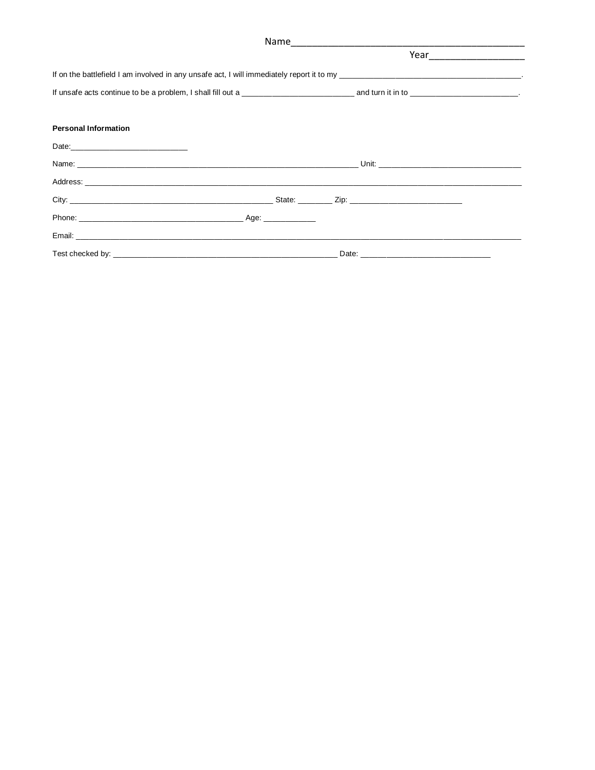Name_______________________________________________

Year___________________

If on the battlefield I am involved in any unsafe act, I will immediately report it to my ___________________________________________.

If unsafe acts continue to be a problem, I shall fill out a __________________________ and turn it in to ________________________.

**Personal Information**

Date:___________________________

Name: ____________________________________________________________________ Unit: __________________________________

Address: __________________________________________________________________________________________________________

City: _________________________________________________ State: ________ Zip: __________________________

Phone: _______________________________________ Age: ____________

Email: _____________________________________________________________________________________________________________

Test checked by: ______________________________________________________ Date: ______________________________